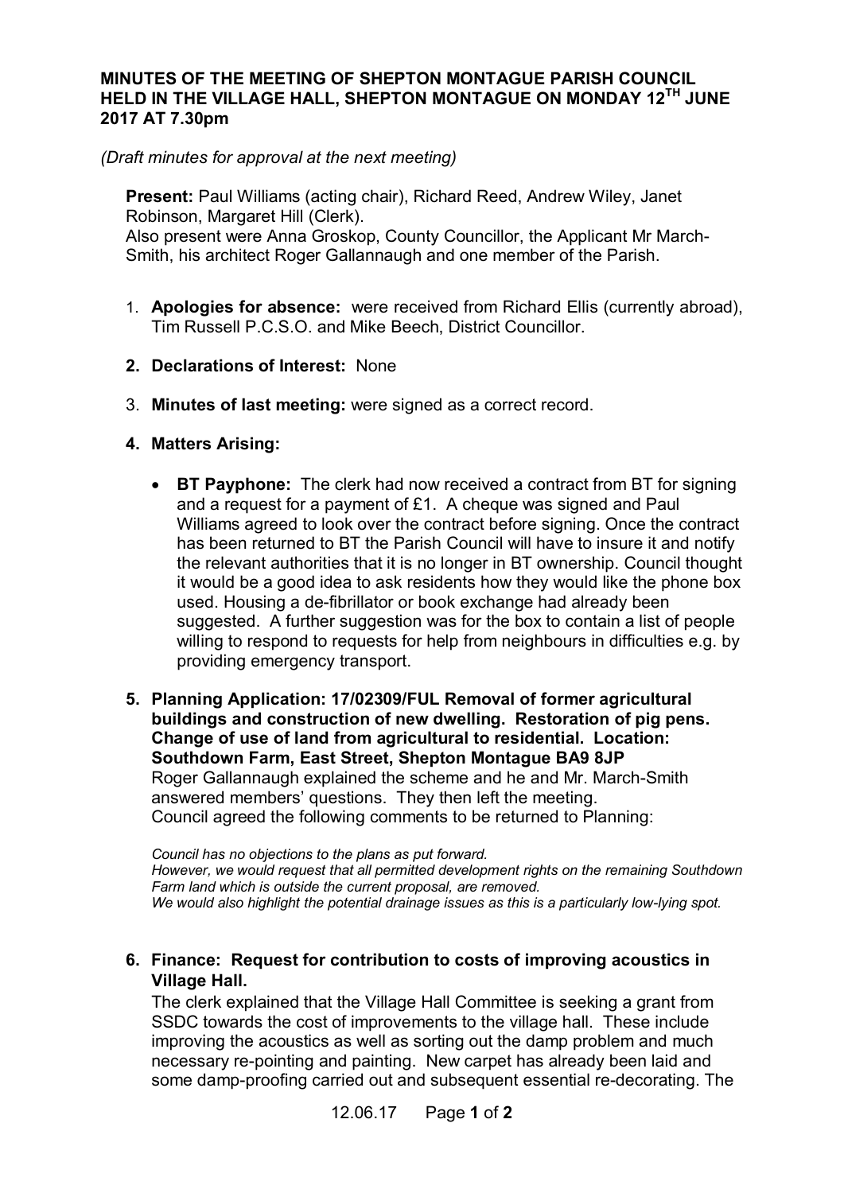**MINUTES OF THE MEETING OF SHEPTON MONTAGUE PARISH COUNCIL HELD IN THE VILLAGE HALL, SHEPTON MONTAGUE ON MONDAY 12TH JUNE 2017 AT 7.30pm**

*(Draft minutes for approval at the next meeting)*

**Present:** Paul Williams (acting chair), Richard Reed, Andrew Wiley, Janet Robinson, Margaret Hill (Clerk).
Also present were Anna Groskop, County Councillor, the Applicant Mr March-Smith, his architect Roger Gallannaugh and one member of the Parish.

1. **Apologies for absence:** were received from Richard Ellis (currently abroad), Tim Russell P.C.S.O. and Mike Beech, District Councillor.

2. **Declarations of Interest:** None

3. **Minutes of last meeting:** were signed as a correct record.

4. **Matters Arising:**

   - **BT Payphone:** The clerk had now received a contract from BT for signing and a request for a payment of £1. A cheque was signed and Paul Williams agreed to look over the contract before signing. Once the contract has been returned to BT the Parish Council will have to insure it and notify the relevant authorities that it is no longer in BT ownership. Council thought it would be a good idea to ask residents how they would like the phone box used. Housing a de-fibrillator or book exchange had already been suggested. A further suggestion was for the box to contain a list of people willing to respond to requests for help from neighbours in difficulties e.g. by providing emergency transport.

5. **Planning Application: 17/02309/FUL Removal of former agricultural buildings and construction of new dwelling. Restoration of pig pens. Change of use of land from agricultural to residential. Location: Southdown Farm, East Street, Shepton Montague BA9 8JP**
   Roger Gallannaugh explained the scheme and he and Mr. March-Smith answered members' questions. They then left the meeting.
   Council agreed the following comments to be returned to Planning:

   *Council has no objections to the plans as put forward.*
   *However, we would request that all permitted development rights on the remaining Southdown Farm land which is outside the current proposal, are removed.*
   *We would also highlight the potential drainage issues as this is a particularly low-lying spot.*

6. **Finance: Request for contribution to costs of improving acoustics in Village Hall.**
   The clerk explained that the Village Hall Committee is seeking a grant from SSDC towards the cost of improvements to the village hall. These include improving the acoustics as well as sorting out the damp problem and much necessary re-pointing and painting. New carpet has already been laid and some damp-proofing carried out and subsequent essential re-decorating. The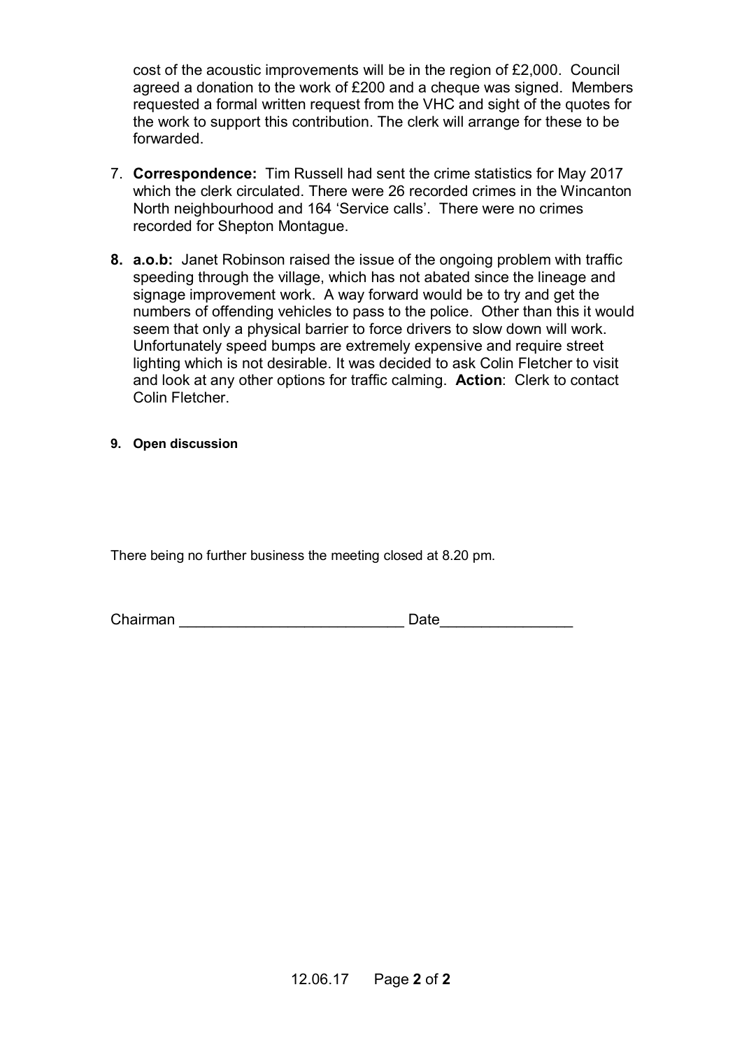cost of the acoustic improvements will be in the region of £2,000. Council agreed a donation to the work of £200 and a cheque was signed. Members requested a formal written request from the VHC and sight of the quotes for the work to support this contribution. The clerk will arrange for these to be forwarded.

7. **Correspondence:** Tim Russell had sent the crime statistics for May 2017 which the clerk circulated. There were 26 recorded crimes in the Wincanton North neighbourhood and 164 'Service calls'. There were no crimes recorded for Shepton Montague.

8. **a.o.b:** Janet Robinson raised the issue of the ongoing problem with traffic speeding through the village, which has not abated since the lineage and signage improvement work. A way forward would be to try and get the numbers of offending vehicles to pass to the police. Other than this it would seem that only a physical barrier to force drivers to slow down will work. Unfortunately speed bumps are extremely expensive and require street lighting which is not desirable. It was decided to ask Colin Fletcher to visit and look at any other options for traffic calming. **Action**: Clerk to contact Colin Fletcher.

9. **Open discussion**

There being no further business the meeting closed at 8.20 pm.

Chairman ___________________________ Date________________